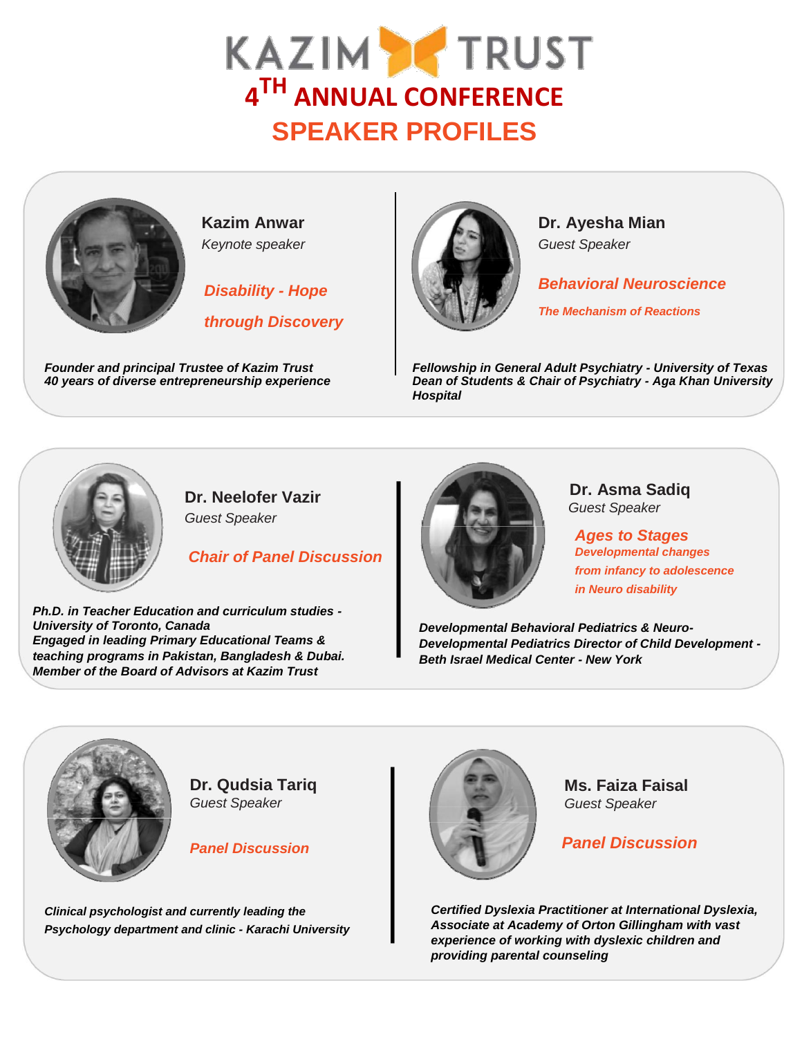# KAZIM TRUST

## 4TH ANNUAL CONFERENCE

## SPEAKER PROFILES

### Kazim Anwar

*Keynote speaker*

***Disability - Hope through Discovery***

***Founder and principal Trustee of Kazim Trust***
***40 years of diverse entrepreneurship experience***

### Dr. Ayesha Mian

*Guest Speaker*

***Behavioral Neuroscience***

***The Mechanism of Reactions***

***Fellowship in General Adult Psychiatry - University of Texas***
***Dean of Students & Chair of Psychiatry - Aga Khan University Hospital***

### Dr. Neelofer Vazir

*Guest Speaker*

***Chair of Panel Discussion***

***Ph.D. in Teacher Education and curriculum studies - University of Toronto, Canada***
***Engaged in leading Primary Educational Teams & teaching programs in Pakistan, Bangladesh & Dubai.***
***Member of the Board of Advisors at Kazim Trust***

### Dr. Asma Sadiq

*Guest Speaker*

***Ages to Stages***

***Developmental changes from infancy to adolescence in Neuro disability***

***Developmental Behavioral Pediatrics & Neuro-Developmental Pediatrics Director of Child Development - Beth Israel Medical Center - New York***

### Dr. Qudsia Tariq

*Guest Speaker*

***Panel Discussion***

***Clinical psychologist and currently leading the Psychology department and clinic - Karachi University***

### Ms. Faiza Faisal

*Guest Speaker*

***Panel Discussion***

***Certified Dyslexia Practitioner at International Dyslexia, Associate at Academy of Orton Gillingham with vast experience of working with dyslexic children and providing parental counseling***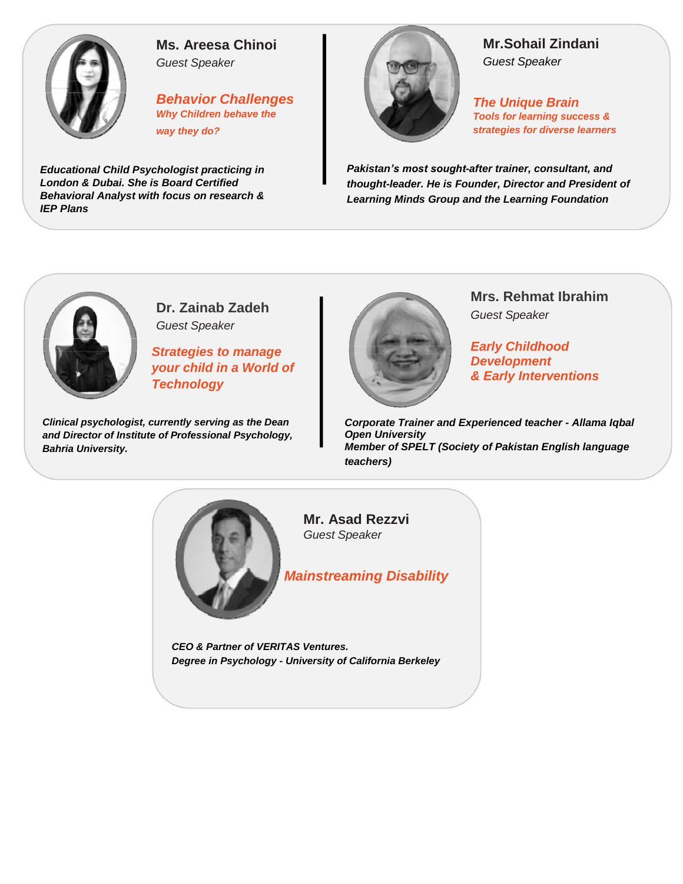### Ms. Areesa Chinoi
*Guest Speaker*

***Behavior Challenges***
***Why Children behave the way they do?***

***Educational Child Psychologist practicing in London & Dubai. She is Board Certified Behavioral Analyst with focus on research & IEP Plans***

### Mr.Sohail Zindani
*Guest Speaker*

***The Unique Brain***
***Tools for learning success & strategies for diverse learners***

***Pakistan's most sought-after trainer, consultant, and thought-leader. He is Founder, Director and President of Learning Minds Group and the Learning Foundation***

### Dr. Zainab Zadeh
*Guest Speaker*

***Strategies to manage your child in a World of Technology***

***Clinical psychologist, currently serving as the Dean and Director of Institute of Professional Psychology, Bahria University.***

### Mrs. Rehmat Ibrahim
*Guest Speaker*

***Early Childhood Development & Early Interventions***

***Corporate Trainer and Experienced teacher - Allama Iqbal Open University***
***Member of SPELT (Society of Pakistan English language teachers)***

### Mr. Asad Rezzvi
*Guest Speaker*

***Mainstreaming Disability***

***CEO & Partner of VERITAS Ventures.***
***Degree in Psychology - University of California Berkeley***